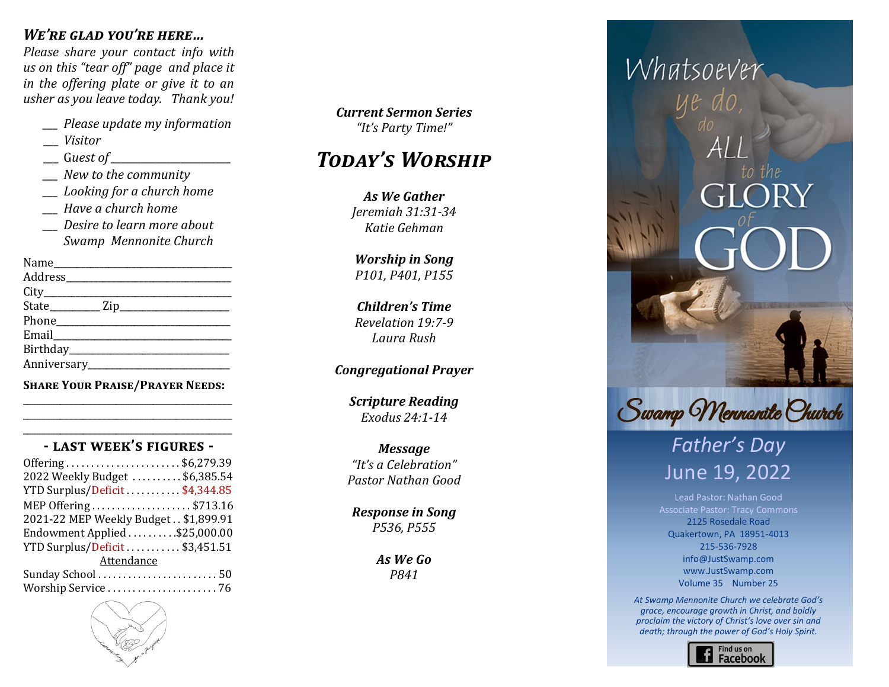## *We're glad you're here...*

*Please share your contact info with us on this "tear off" page and place it in the offering plate or give it to an usher as you leave today. Thank you!*

- ___ *Please update my information*
- ___ *Visitor*
- ___ *Guest of* ______________________
- ___ *New to the community*
- ___ *Looking for a church home*
- ___ *Have a church home*
- ___ *Desire to learn more about Swamp Mennonite Church*

Name_________________________________

Address_______________________________

City__________________________________

State_________ Zip_____________________

Phone________________________________

Email_________________________________

Birthday______________________________

Anniversary___________________________

**Share Your Praise/Prayer Needs:**

_____________________________________________

_____________________________________________

_____________________________________________

### - Last week's figures -

| | |
|---|---|
| Offering | $6,279.39 |
| 2022 Weekly Budget | $6,385.54 |
| YTD Surplus/Deficit | $4,344.85 |
| MEP Offering | $713.16 |
| 2021-22 MEP Weekly Budget | $1,899.91 |
| Endowment Applied | $25,000.00 |
| YTD Surplus/Deficit | $3,451.51 |

Attendance

| | |
|---|---|
| Sunday School | 50 |
| Worship Service | 76 |

***Current Sermon Series***
*"It's Party Time!"*

## *Today's Worship*

***As We Gather***
*Jeremiah 31:31-34*
*Katie Gehman*

***Worship in Song***
*P101, P401, P155*

***Children's Time***
*Revelation 19:7-9*
*Laura Rush*

***Congregational Prayer***

***Scripture Reading***
*Exodus 24:1-14*

***Message***
*"It's a Celebration"*
*Pastor Nathan Good*

***Response in Song***
*P536, P555*

***As We Go***
*P841*

Whatsoever ye do, do ALL to the GLORY of GOD

# Swamp Mennonite Church

## *Father's Day*
## June 19, 2022

Lead Pastor: Nathan Good
Associate Pastor: Tracy Commons
2125 Rosedale Road
Quakertown, PA 18951-4013
215-536-7928
info@JustSwamp.com
www.JustSwamp.com
Volume 35 Number 25

*At Swamp Mennonite Church we celebrate God's grace, encourage growth in Christ, and boldly proclaim the victory of Christ's love over sin and death; through the power of God's Holy Spirit.*

Find us on Facebook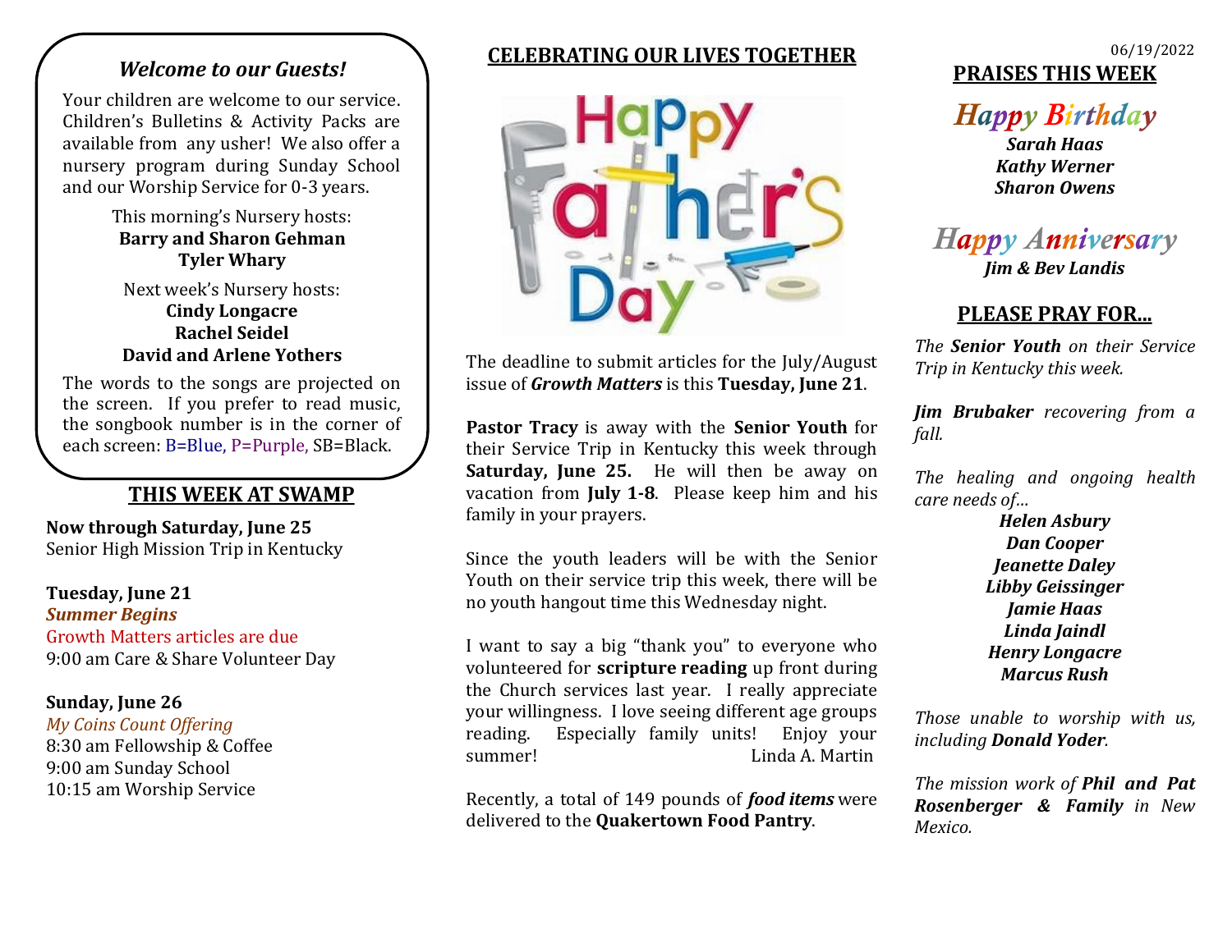## *Welcome to our Guests!*

Your children are welcome to our service. Children's Bulletins & Activity Packs are available from any usher! We also offer a nursery program during Sunday School and our Worship Service for 0-3 years.

This morning's Nursery hosts:
**Barry and Sharon Gehman**
**Tyler Whary**

Next week's Nursery hosts:
**Cindy Longacre**
**Rachel Seidel**
**David and Arlene Yothers**

The words to the songs are projected on the screen. If you prefer to read music, the songbook number is in the corner of each screen: B=Blue, P=Purple, SB=Black.

## THIS WEEK AT SWAMP

**Now through Saturday, June 25**
Senior High Mission Trip in Kentucky

**Tuesday, June 21**
***Summer Begins***
Growth Matters articles are due
9:00 am Care & Share Volunteer Day

**Sunday, June 26**
*My Coins Count Offering*
8:30 am Fellowship & Coffee
9:00 am Sunday School
10:15 am Worship Service

## CELEBRATING OUR LIVES TOGETHER

Happy Father's Day

The deadline to submit articles for the July/August issue of ***Growth Matters*** is this **Tuesday, June 21**.

**Pastor Tracy** is away with the **Senior Youth** for their Service Trip in Kentucky this week through **Saturday, June 25.** He will then be away on vacation from **July 1-8**. Please keep him and his family in your prayers.

Since the youth leaders will be with the Senior Youth on their service trip this week, there will be no youth hangout time this Wednesday night.

I want to say a big "thank you" to everyone who volunteered for **scripture reading** up front during the Church services last year. I really appreciate your willingness. I love seeing different age groups reading. Especially family units! Enjoy your summer! Linda A. Martin

Recently, a total of 149 pounds of ***food items*** were delivered to the **Quakertown Food Pantry**.

06/19/2022

## PRAISES THIS WEEK

*Happy Birthday*
***Sarah Haas***
***Kathy Werner***
***Sharon Owens***

*Happy Anniversary*
***Jim & Bev Landis***

## PLEASE PRAY FOR...

*The **Senior Youth** on their Service Trip in Kentucky this week.*

***Jim Brubaker** recovering from a fall.*

*The healing and ongoing health care needs of...*
***Helen Asbury***
***Dan Cooper***
***Jeanette Daley***
***Libby Geissinger***
***Jamie Haas***
***Linda Jaindl***
***Henry Longacre***
***Marcus Rush***

*Those unable to worship with us, including **Donald Yoder**.*

*The mission work of **Phil and Pat Rosenberger & Family** in New Mexico.*